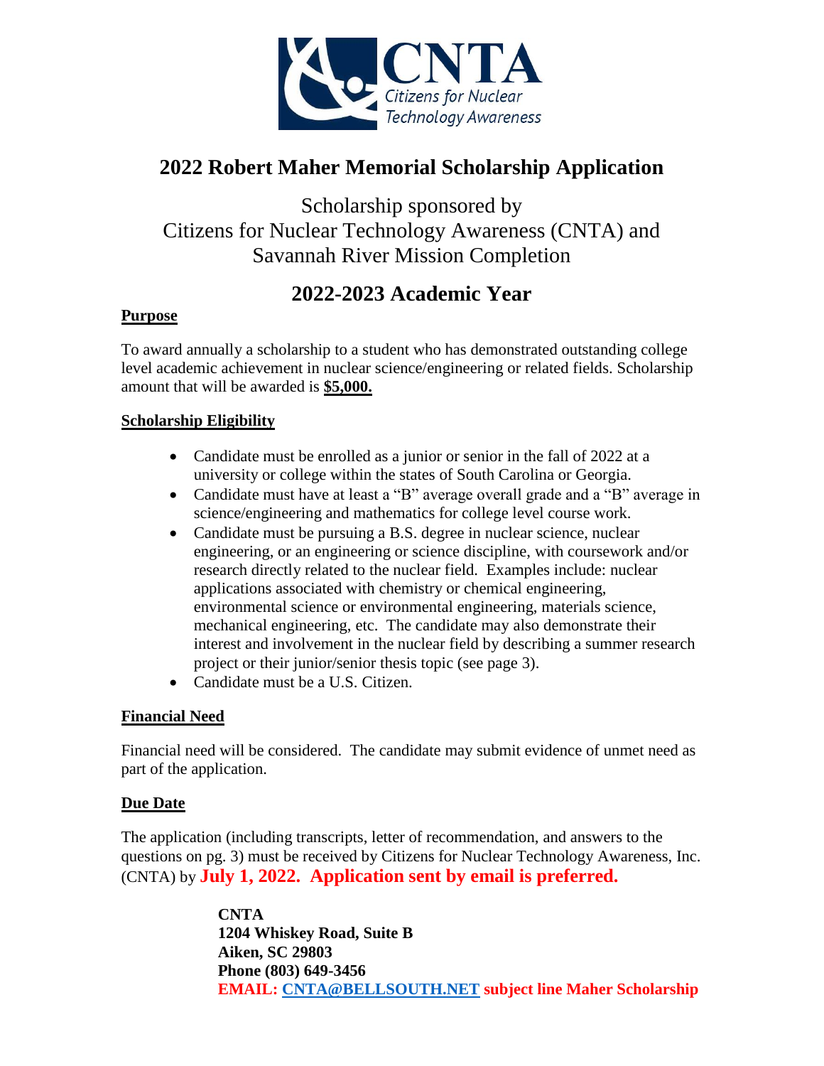CNTA
Citizens for Nuclear Technology Awareness

# 2022 Robert Maher Memorial Scholarship Application

Scholarship sponsored by
Citizens for Nuclear Technology Awareness (CNTA) and
Savannah River Mission Completion

## 2022-2023 Academic Year

### Purpose

To award annually a scholarship to a student who has demonstrated outstanding college level academic achievement in nuclear science/engineering or related fields. Scholarship amount that will be awarded is **$5,000.**

### Scholarship Eligibility

- Candidate must be enrolled as a junior or senior in the fall of 2022 at a university or college within the states of South Carolina or Georgia.
- Candidate must have at least a "B" average overall grade and a "B" average in science/engineering and mathematics for college level course work.
- Candidate must be pursuing a B.S. degree in nuclear science, nuclear engineering, or an engineering or science discipline, with coursework and/or research directly related to the nuclear field. Examples include: nuclear applications associated with chemistry or chemical engineering, environmental science or environmental engineering, materials science, mechanical engineering, etc. The candidate may also demonstrate their interest and involvement in the nuclear field by describing a summer research project or their junior/senior thesis topic (see page 3).
- Candidate must be a U.S. Citizen.

### Financial Need

Financial need will be considered. The candidate may submit evidence of unmet need as part of the application.

### Due Date

The application (including transcripts, letter of recommendation, and answers to the questions on pg. 3) must be received by Citizens for Nuclear Technology Awareness, Inc. (CNTA) by **July 1, 2022. Application sent by email is preferred.**

**CNTA**
**1204 Whiskey Road, Suite B**
**Aiken, SC 29803**
**Phone (803) 649-3456**
**EMAIL: CNTA@BELLSOUTH.NET subject line Maher Scholarship**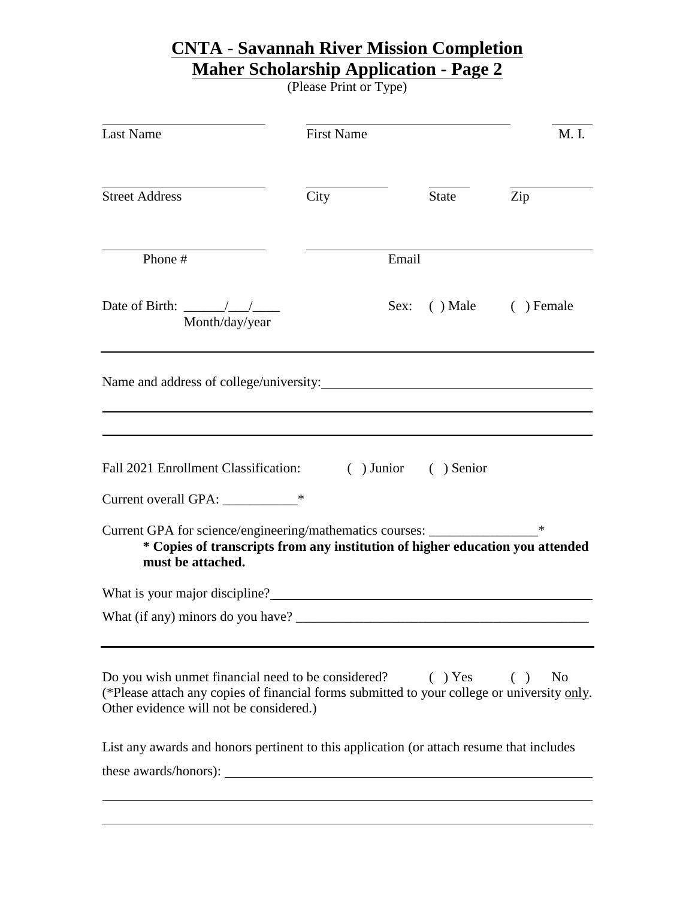# CNTA - Savannah River Mission Completion
# Maher Scholarship Application - Page 2

(Please Print or Type)

Last Name ____________ First Name ____________ M. I. ____

Street Address ____________ City ________ State ______ Zip ________

Phone # ____________ Email ____________

Date of Birth: ______/___/____
Month/day/year

Sex: ( ) Male ( ) Female

---

Name and address of college/university: ________________________________________

________________________________________________________________________

________________________________________________________________________

Fall 2021 Enrollment Classification: ( ) Junior ( ) Senior

Current overall GPA: ___________*

Current GPA for science/engineering/mathematics courses: _______________*

**\* Copies of transcripts from any institution of higher education you attended must be attached.**

What is your major discipline? ________________________________________

What (if any) minors do you have? ________________________________________

---

Do you wish unmet financial need to be considered? ( ) Yes ( ) No
(*Please attach any copies of financial forms submitted to your college or university <u>only</u>. Other evidence will not be considered.)

List any awards and honors pertinent to this application (or attach resume that includes these awards/honors): ________________________________________

________________________________________________________________________

________________________________________________________________________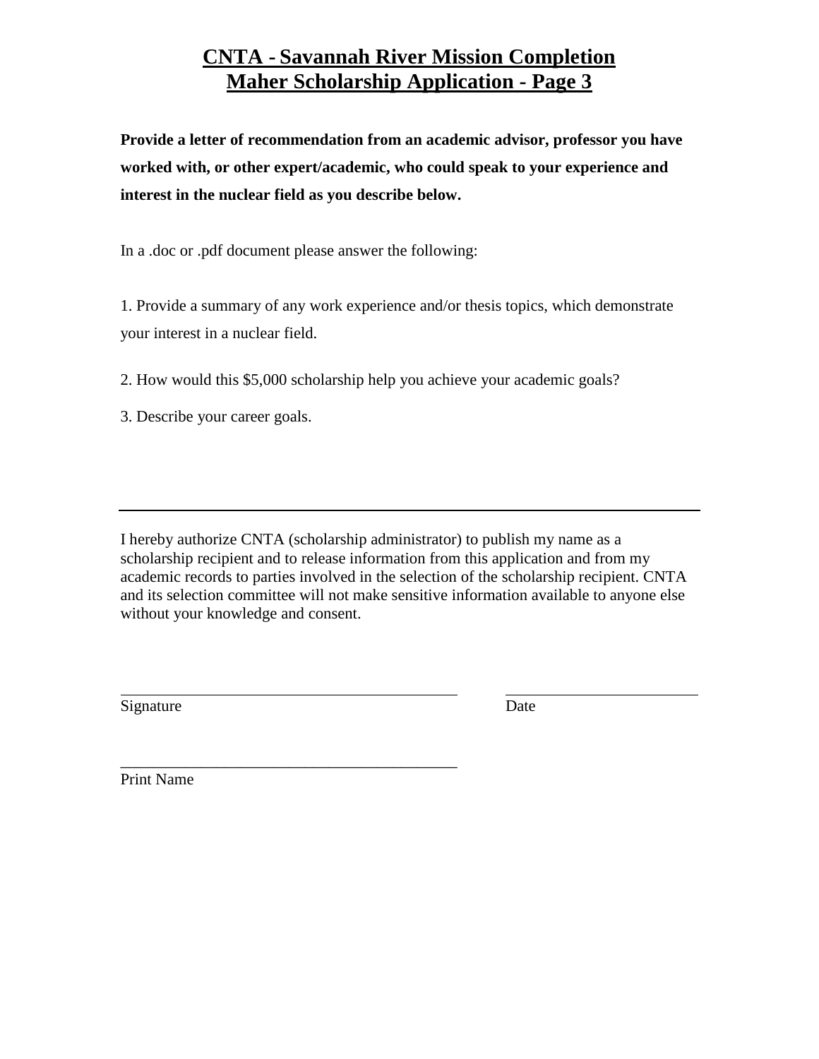# CNTA - Savannah River Mission Completion
# Maher Scholarship Application - Page 3

**Provide a letter of recommendation from an academic advisor, professor you have worked with, or other expert/academic, who could speak to your experience and interest in the nuclear field as you describe below.**

In a .doc or .pdf document please answer the following:

1. Provide a summary of any work experience and/or thesis topics, which demonstrate your interest in a nuclear field.

2. How would this $5,000 scholarship help you achieve your academic goals?

3. Describe your career goals.

---

I hereby authorize CNTA (scholarship administrator) to publish my name as a scholarship recipient and to release information from this application and from my academic records to parties involved in the selection of the scholarship recipient. CNTA and its selection committee will not make sensitive information available to anyone else without your knowledge and consent.

\_\_\_\_\_\_\_\_\_\_\_\_\_\_\_\_\_\_\_\_\_\_\_\_\_\_\_\_\_\_\_\_\_\_\_\_\_\_\_\_\_\_ \_\_\_\_\_\_\_\_\_\_\_\_\_\_\_\_\_\_\_\_\_\_\_\_

Signature Date

\_\_\_\_\_\_\_\_\_\_\_\_\_\_\_\_\_\_\_\_\_\_\_\_\_\_\_\_\_\_\_\_\_\_\_\_\_\_\_\_\_\_

Print Name